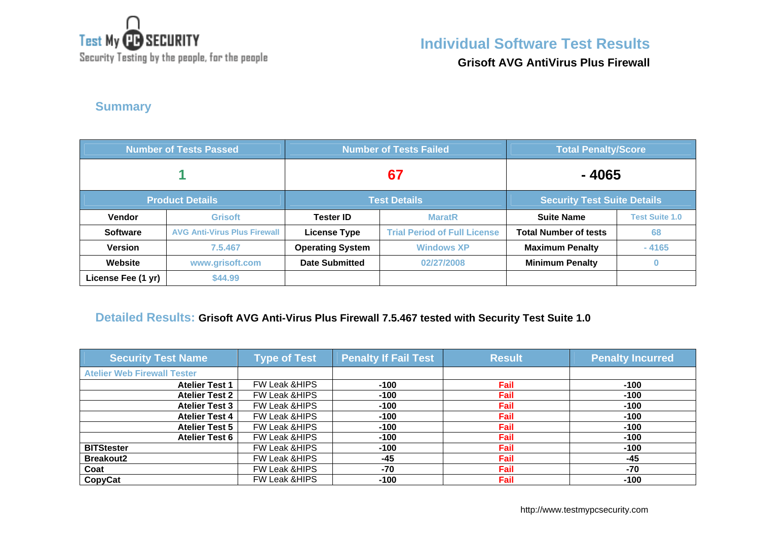Test My PC SECURITY
Security Testing by the people, for the people

# Individual Software Test Results

**Grisoft AVG AntiVirus Plus Firewall**

## Summary

| Number of Tests Passed | | Number of Tests Failed | | Total Penalty/Score | |
|---|---|---|---|---|---|
| 1 | | 67 | | - 4065 | |
| **Product Details** | | **Test Details** | | **Security Test Suite Details** | |
| Vendor | Grisoft | Tester ID | MaratR | Suite Name | Test Suite 1.0 |
| Software | AVG Anti-Virus Plus Firewall | License Type | Trial Period of Full License | Total Number of tests | 68 |
| Version | 7.5.467 | Operating System | Windows XP | Maximum Penalty | - 4165 |
| Website | www.grisoft.com | Date Submitted | 02/27/2008 | Minimum Penalty | 0 |
| License Fee (1 yr) | $44.99 | | | | |

## Detailed Results: Grisoft AVG Anti-Virus Plus Firewall 7.5.467 tested with Security Test Suite 1.0

| Security Test Name | Type of Test | Penalty If Fail Test | Result | Penalty Incurred |
|---|---|---|---|---|
| Atelier Web Firewall Tester | | | | |
| Atelier Test 1 | FW Leak &HIPS | -100 | Fail | -100 |
| Atelier Test 2 | FW Leak &HIPS | -100 | Fail | -100 |
| Atelier Test 3 | FW Leak &HIPS | -100 | Fail | -100 |
| Atelier Test 4 | FW Leak &HIPS | -100 | Fail | -100 |
| Atelier Test 5 | FW Leak &HIPS | -100 | Fail | -100 |
| Atelier Test 6 | FW Leak &HIPS | -100 | Fail | -100 |
| BITStester | FW Leak &HIPS | -100 | Fail | -100 |
| Breakout2 | FW Leak &HIPS | -45 | Fail | -45 |
| Coat | FW Leak &HIPS | -70 | Fail | -70 |
| CopyCat | FW Leak &HIPS | -100 | Fail | -100 |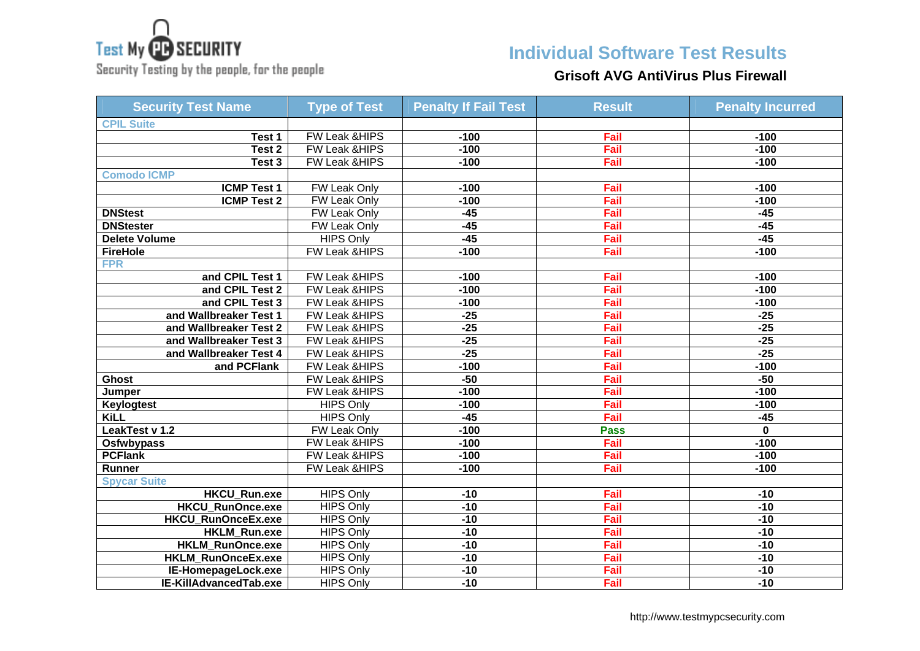Test My PC SECURITY
Security Testing by the people, for the people

# Individual Software Test Results

## Grisoft AVG AntiVirus Plus Firewall

| Security Test Name | Type of Test | Penalty If Fail Test | Result | Penalty Incurred |
|---|---|---|---|---|
| CPIL Suite | | | | |
| Test 1 | FW Leak &HIPS | -100 | Fail | -100 |
| Test 2 | FW Leak &HIPS | -100 | Fail | -100 |
| Test 3 | FW Leak &HIPS | -100 | Fail | -100 |
| Comodo ICMP | | | | |
| ICMP Test 1 | FW Leak Only | -100 | Fail | -100 |
| ICMP Test 2 | FW Leak Only | -100 | Fail | -100 |
| DNStest | FW Leak Only | -45 | Fail | -45 |
| DNStester | FW Leak Only | -45 | Fail | -45 |
| Delete Volume | HIPS Only | -45 | Fail | -45 |
| FireHole | FW Leak &HIPS | -100 | Fail | -100 |
| FPR | | | | |
| and CPIL Test 1 | FW Leak &HIPS | -100 | Fail | -100 |
| and CPIL Test 2 | FW Leak &HIPS | -100 | Fail | -100 |
| and CPIL Test 3 | FW Leak &HIPS | -100 | Fail | -100 |
| and Wallbreaker Test 1 | FW Leak &HIPS | -25 | Fail | -25 |
| and Wallbreaker Test 2 | FW Leak &HIPS | -25 | Fail | -25 |
| and Wallbreaker Test 3 | FW Leak &HIPS | -25 | Fail | -25 |
| and Wallbreaker Test 4 | FW Leak &HIPS | -25 | Fail | -25 |
| and PCFlank | FW Leak &HIPS | -100 | Fail | -100 |
| Ghost | FW Leak &HIPS | -50 | Fail | -50 |
| Jumper | FW Leak &HIPS | -100 | Fail | -100 |
| Keylogtest | HIPS Only | -100 | Fail | -100 |
| KiLL | HIPS Only | -45 | Fail | -45 |
| LeakTest v 1.2 | FW Leak Only | -100 | Pass | 0 |
| Osfwbypass | FW Leak &HIPS | -100 | Fail | -100 |
| PCFlank | FW Leak &HIPS | -100 | Fail | -100 |
| Runner | FW Leak &HIPS | -100 | Fail | -100 |
| Spycar Suite | | | | |
| HKCU_Run.exe | HIPS Only | -10 | Fail | -10 |
| HKCU_RunOnce.exe | HIPS Only | -10 | Fail | -10 |
| HKCU_RunOnceEx.exe | HIPS Only | -10 | Fail | -10 |
| HKLM_Run.exe | HIPS Only | -10 | Fail | -10 |
| HKLM_RunOnce.exe | HIPS Only | -10 | Fail | -10 |
| HKLM_RunOnceEx.exe | HIPS Only | -10 | Fail | -10 |
| IE-HomepageLock.exe | HIPS Only | -10 | Fail | -10 |
| IE-KillAdvancedTab.exe | HIPS Only | -10 | Fail | -10 |

http://www.testmypcsecurity.com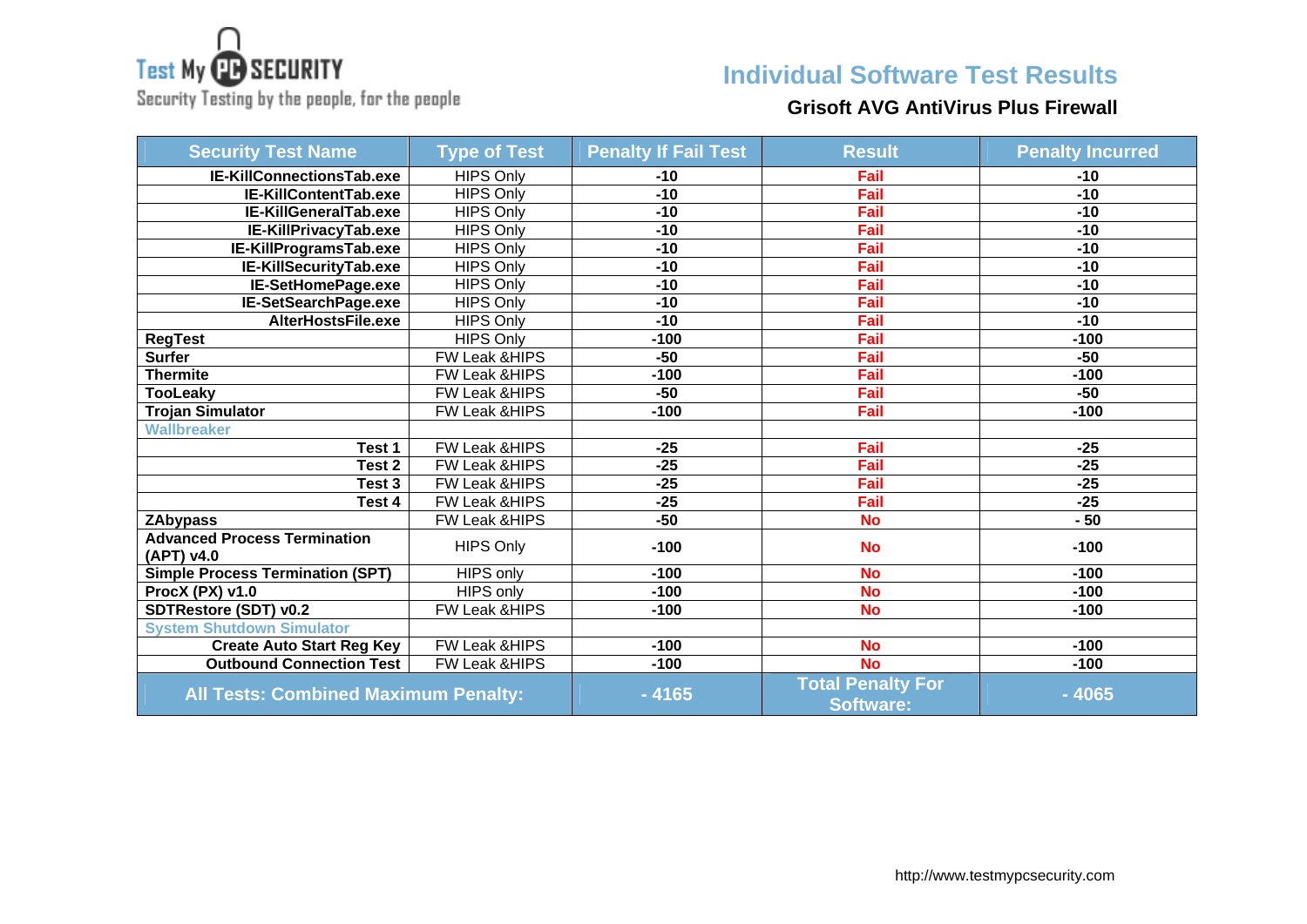Test My PC SECURITY

Security Testing by the people, for the people

# Individual Software Test Results

## Grisoft AVG AntiVirus Plus Firewall

| Security Test Name | Type of Test | Penalty If Fail Test | Result | Penalty Incurred |
|---|---|---|---|---|
| IE-KillConnectionsTab.exe | HIPS Only | -10 | Fail | -10 |
| IE-KillContentTab.exe | HIPS Only | -10 | Fail | -10 |
| IE-KillGeneralTab.exe | HIPS Only | -10 | Fail | -10 |
| IE-KillPrivacyTab.exe | HIPS Only | -10 | Fail | -10 |
| IE-KillProgramsTab.exe | HIPS Only | -10 | Fail | -10 |
| IE-KillSecurityTab.exe | HIPS Only | -10 | Fail | -10 |
| IE-SetHomePage.exe | HIPS Only | -10 | Fail | -10 |
| IE-SetSearchPage.exe | HIPS Only | -10 | Fail | -10 |
| AlterHostsFile.exe | HIPS Only | -10 | Fail | -10 |
| RegTest | HIPS Only | -100 | Fail | -100 |
| Surfer | FW Leak &HIPS | -50 | Fail | -50 |
| Thermite | FW Leak &HIPS | -100 | Fail | -100 |
| TooLeaky | FW Leak &HIPS | -50 | Fail | -50 |
| Trojan Simulator | FW Leak &HIPS | -100 | Fail | -100 |
| Wallbreaker | | | | |
| Test 1 | FW Leak &HIPS | -25 | Fail | -25 |
| Test 2 | FW Leak &HIPS | -25 | Fail | -25 |
| Test 3 | FW Leak &HIPS | -25 | Fail | -25 |
| Test 4 | FW Leak &HIPS | -25 | Fail | -25 |
| ZAbypass | FW Leak &HIPS | -50 | No | - 50 |
| Advanced Process Termination (APT) v4.0 | HIPS Only | -100 | No | -100 |
| Simple Process Termination (SPT) | HIPS only | -100 | No | -100 |
| ProcX (PX) v1.0 | HIPS only | -100 | No | -100 |
| SDTRestore (SDT) v0.2 | FW Leak &HIPS | -100 | No | -100 |
| System Shutdown Simulator | | | | |
| Create Auto Start Reg Key | FW Leak &HIPS | -100 | No | -100 |
| Outbound Connection Test | FW Leak &HIPS | -100 | No | -100 |
| All Tests: Combined Maximum Penalty: | | - 4165 | Total Penalty For Software: | - 4065 |

http://www.testmypcsecurity.com